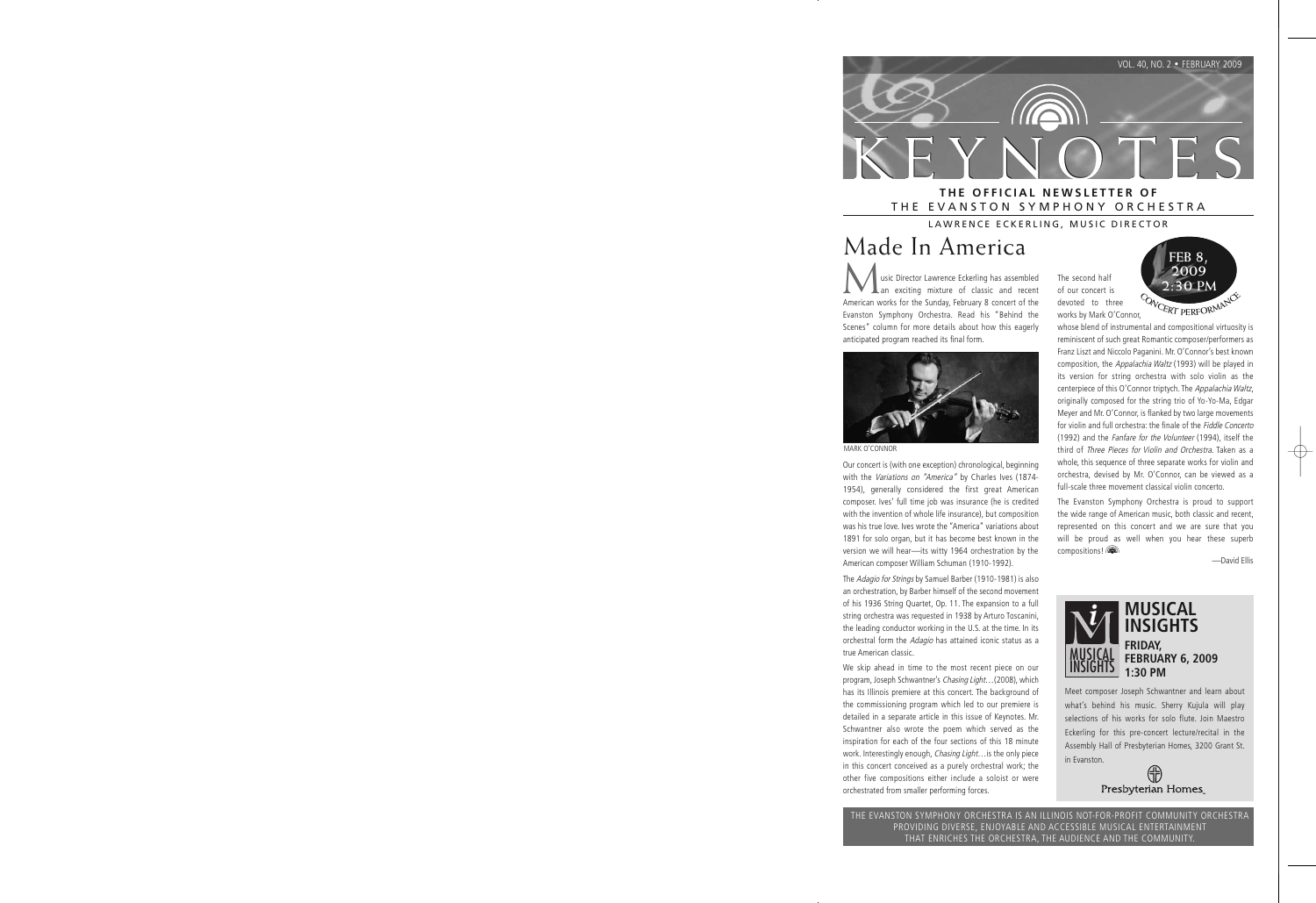VOL. 40, NO. 2 • FEBRUARY 2009

# KEYNOTES

**THE OFFICIAL NEWSLETTER OF**
THE EVANSTON SYMPHONY ORCHESTRA

LAWRENCE ECKERLING, MUSIC DIRECTOR

# Made In America

Music Director Lawrence Eckerling has assembled an exciting mixture of classic and recent American works for the Sunday, February 8 concert of the Evanston Symphony Orchestra. Read his "Behind the Scenes" column for more details about how this eagerly anticipated program reached its final form.

MARK O'CONNOR

Our concert is (with one exception) chronological, beginning with the *Variations on "America"* by Charles Ives (1874-1954), generally considered the first great American composer. Ives' full time job was insurance (he is credited with the invention of whole life insurance), but composition was his true love. Ives wrote the "America" variations about 1891 for solo organ, but it has become best known in the version we will hear—its witty 1964 orchestration by the American composer William Schuman (1910-1992).

The *Adagio for Strings* by Samuel Barber (1910-1981) is also an orchestration, by Barber himself of the second movement of his 1936 String Quartet, Op. 11. The expansion to a full string orchestra was requested in 1938 by Arturo Toscanini, the leading conductor working in the U.S. at the time. In its orchestral form the *Adagio* has attained iconic status as a true American classic.

We skip ahead in time to the most recent piece on our program, Joseph Schwantner's *Chasing Light…*(2008), which has its Illinois premiere at this concert. The background of the commissioning program which led to our premiere is detailed in a separate article in this issue of Keynotes. Mr. Schwantner also wrote the poem which served as the inspiration for each of the four sections of this 18 minute work. Interestingly enough, *Chasing Light…*is the only piece in this concert conceived as a purely orchestral work; the other five compositions either include a soloist or were orchestrated from smaller performing forces.

FEB 8, 2009 2:30 PM
CONCERT PERFORMANCE

The second half of our concert is devoted to three works by Mark O'Connor, whose blend of instrumental and compositional virtuosity is reminiscent of such great Romantic composer/performers as Franz Liszt and Niccolo Paganini. Mr. O'Connor's best known composition, the *Appalachia Waltz* (1993) will be played in its version for string orchestra with solo violin as the centerpiece of this O'Connor triptych. The *Appalachia Waltz*, originally composed for the string trio of Yo-Yo-Ma, Edgar Meyer and Mr. O'Connor, is flanked by two large movements for violin and full orchestra: the finale of the *Fiddle Concerto* (1992) and the *Fanfare for the Volunteer* (1994), itself the third of *Three Pieces for Violin and Orchestra*. Taken as a whole, this sequence of three separate works for violin and orchestra, devised by Mr. O'Connor, can be viewed as a full-scale three movement classical violin concerto.

The Evanston Symphony Orchestra is proud to support the wide range of American music, both classic and recent, represented on this concert and we are sure that you will be proud as well when you hear these superb compositions!

—David Ellis

## MUSICAL INSIGHTS

**FRIDAY, FEBRUARY 6, 2009 1:30 PM**

Meet composer Joseph Schwantner and learn about what's behind his music. Sherry Kujula will play selections of his works for solo flute. Join Maestro Eckerling for this pre-concert lecture/recital in the Assembly Hall of Presbyterian Homes, 3200 Grant St. in Evanston.

Presbyterian Homes

THE EVANSTON SYMPHONY ORCHESTRA IS AN ILLINOIS NOT-FOR-PROFIT COMMUNITY ORCHESTRA PROVIDING DIVERSE, ENJOYABLE AND ACCESSIBLE MUSICAL ENTERTAINMENT THAT ENRICHES THE ORCHESTRA, THE AUDIENCE AND THE COMMUNITY.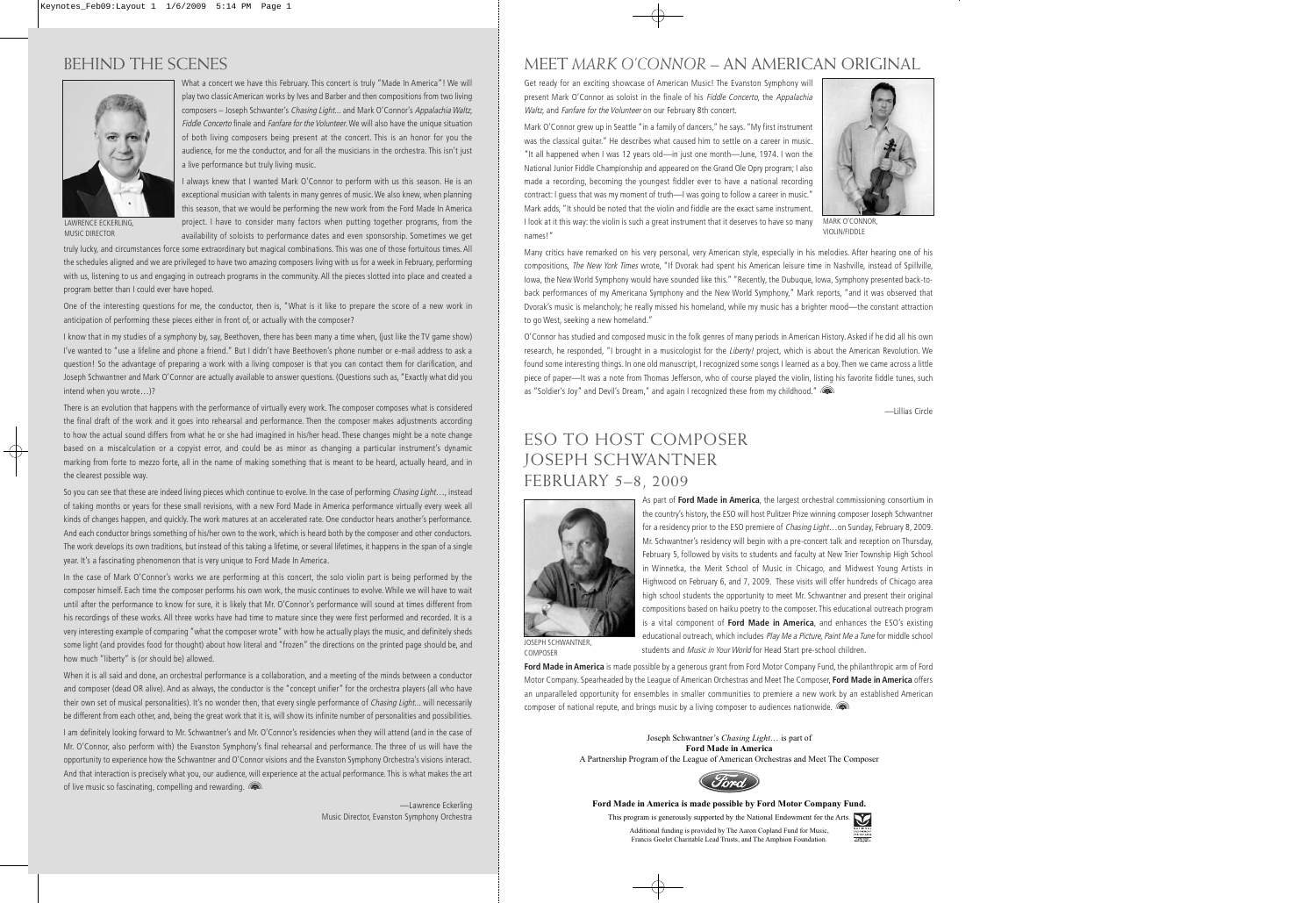## BEHIND THE SCENES

LAWRENCE ECKERLING, MUSIC DIRECTOR

What a exciting week we have this February. This concert is truly "Made In America"! We will play two classic American works by Ives and Barber and then compositions from two living composers – Joseph Schwanter's *Chasing Light...* and Mark O'Connor's *Appalachia Waltz, Fiddle Concerto* finale and *Fanfare for the Volunteer*. We will also have the unique situation of both living composers being present at the concert. This is an honor for you the audience, for me the conductor, and for all the musicians in the orchestra. This isn't just a live performance but truly living music.

I always knew that I wanted Mark O'Connor to perform with us this season. He is an exceptional musician with talents in many genres of music. We also knew, when planning this season, that we would be performing the new work from the Ford Made In America project. I have to consider many factors when putting together programs, from the availability of soloists to performance dates and even sponsorship. Sometimes we get truly lucky, and circumstances force some extraordinary but magical combinations. This was one of those fortuitous times. All the schedules aligned and we are privileged to have two amazing composers living with us for a week in February, performing with us, listening to us and engaging in outreach programs in the community. All the pieces slotted into place and created a program better than I could ever have hoped.

One of the interesting questions for me, the conductor, then is, "What is it like to prepare the score of a new work in anticipation of performing these pieces either in front of, or actually with the composer?

I know that in my studies of a symphony by, say, Beethoven, there has been many a time when, (just like the TV game show) I've wanted to "use a lifeline and phone a friend." But I didn't have Beethoven's phone number or e-mail address to ask a question! So the advantage of preparing a work with a living composer is that you can contact them for clarification, and Joseph Schwantner and Mark O'Connor are actually available to answer questions. (Questions such as, "Exactly what did you intend when you wrote…)?

There is an evolution that happens with the performance of virtually every work. The composer composes what is considered the final draft of the work and it goes into rehearsal and performance. Then the composer makes adjustments according to how the actual sound differs from what he or she had imagined in his/her head. These changes might be a note change based on a miscalculation or a copyist error, and could be as minor as changing a particular instrument's dynamic marking from forte to mezzo forte, all in the name of making something that is meant to be heard, actually heard, and in the clearest possible way.

So you can see that these are indeed living pieces which continue to evolve. In the case of performing *Chasing Light…*, instead of taking months or years for these small revisions, with a new Ford Made in America performance virtually every week all kinds of changes happen, and quickly. The work matures at an accelerated rate. One conductor hears another's performance. And each conductor brings something of his/her own to the work, which is heard both by the composer and other conductors. The work develops its own traditions, but instead of this taking a lifetime, or several lifetimes, it happens in the span of a single year. It's a fascinating phenomenon that is very unique to Ford Made In America.

In the case of Mark O'Connor's works we are performing at this concert, the solo violin part is being performed by the composer himself. Each time the composer performs his own work, the music continues to evolve. While we will have to wait until after the performance to know for sure, it is likely that Mr. O'Connor's performance will sound at times different from his recordings of these works. All three works have had time to mature since they were first performed and recorded. It is a very interesting example of comparing "what the composer wrote" with how he actually plays the music, and definitely sheds some light (and provides food for thought) about how literal and "frozen" the directions on the printed page should be, and how much "liberty" is (or should be) allowed.

When it is all said and done, an orchestral performance is a collaboration, and a meeting of the minds between a conductor and composer (dead OR alive). And as always, the conductor is the "concept unifier" for the orchestra players (all who have their own set of musical personalities). It's no wonder then, that every single performance of *Chasing Light...* will necessarily be different from each other, and, being the great work that it is, will show its infinite number of personalities and possibilities.

I am definitely looking forward to Mr. Schwantner's and Mr. O'Connor's residencies when they will attend (and in the case of Mr. O'Connor, also perform with) the Evanston Symphony's final rehearsal and performance. The three of us will have the opportunity to experience how the Schwantner and O'Connor visions and the Evanston Symphony Orchestra's visions interact. And that interaction is precisely what you, our audience, will experience at the actual performance. This is what makes the art of live music so fascinating, compelling and rewarding.

—Lawrence Eckerling
Music Director, Evanston Symphony Orchestra

## MEET *MARK O'CONNOR* – AN AMERICAN ORIGINAL

Get ready for an exciting showcase of American Music! The Evanston Symphony will present Mark O'Connor as soloist in the finale of his *Fiddle Concerto*, the *Appalachia Waltz*, and *Fanfare for the Volunteer* on our February 8th concert.

Mark O'Connor grew up in Seattle "in a family of dancers," he says. "My first instrument was the classical guitar." He describes what caused him to settle on a career in music. "It all happened when I was 12 years old—in just one month—June, 1974. I won the National Junior Fiddle Championship and appeared on the Grand Ole Opry program; I also made a recording, becoming the youngest fiddler ever to have a national recording contract: I guess that was my moment of truth—I was going to follow a career in music." Mark adds, "It should be noted that the violin and fiddle are the exact same instrument. I look at it this way: the violin is such a great instrument that it deserves to have so many names!"

MARK O'CONNOR, VIOLIN/FIDDLE

Many critics have remarked on his very personal, very American style, especially in his melodies. After hearing one of his compositions, *The New York Times* wrote, "If Dvorak had spent his American leisure time in Nashville, instead of Spillville, Iowa, the New World Symphony would have sounded like this." "Recently, the Dubuque, Iowa, Symphony presented back-to-back performances of my Americana Symphony and the New World Symphony," Mark reports, "and it was observed that Dvorak's music is melancholy; he really missed his homeland, while my music has a brighter mood—the constant attraction to go West, seeking a new homeland."

O'Connor has studied and composed music in the folk genres of many periods in American History. Asked if he did all his own research, he responded, "I brought in a musicologist for the *Liberty!* project, which is about the American Revolution. We found some interesting things. In one old manuscript, I recognized some songs I learned as a boy. Then we came across a little piece of paper—It was a note from Thomas Jefferson, who of course played the violin, listing his favorite fiddle tunes, such as "Soldier's Joy" and Devil's Dream," and again I recognized these from my childhood."

—Lillias Circle

## ESO TO HOST COMPOSER JOSEPH SCHWANTNER FEBRUARY 5–8, 2009

JOSEPH SCHWANTNER, COMPOSER

As part of **Ford Made in America**, the largest orchestral commissioning consortium in the country's history, the ESO will host Pulitzer Prize winning composer Joseph Schwantner for a residency prior to the ESO premiere of *Chasing Light…*on Sunday, February 8, 2009. Mr. Schwantner's residency will begin with a pre-concert talk and reception on Thursday, February 5, followed by visits to students and faculty at New Trier Township High School in Winnetka, the Merit School of Music in Chicago, and Midwest Young Artists in Highwood on February 6, and 7, 2009. These visits will offer hundreds of Chicago area high school students the opportunity to meet Mr. Schwantner and present their original compositions based on haiku poetry to the composer. This educational outreach program is a vital component of **Ford Made in America**, and enhances the ESO's existing educational outreach, which includes *Play Me a Picture, Paint Me a Tune* for middle school students and *Music in Your World* for Head Start pre-school children.

**Ford Made in America** is made possible by a generous grant from Ford Motor Company Fund, the philanthropic arm of Ford Motor Company. Spearheaded by the League of American Orchestras and Meet The Composer, **Ford Made in America** offers an unparalleled opportunity for ensembles in smaller communities to premiere a new work by an established American composer of national repute, and brings music by a living composer to audiences nationwide.

Joseph Schwantner's *Chasing Light…* is part of
**Ford Made in America**
A Partnership Program of the League of American Orchestras and Meet The Composer

**Ford Made in America is made possible by Ford Motor Company Fund.**

This program is generously supported by the National Endowment for the Arts.

Additional funding is provided by The Aaron Copland Fund for Music, Francis Goelet Charitable Lead Trusts, and The Amphion Foundation.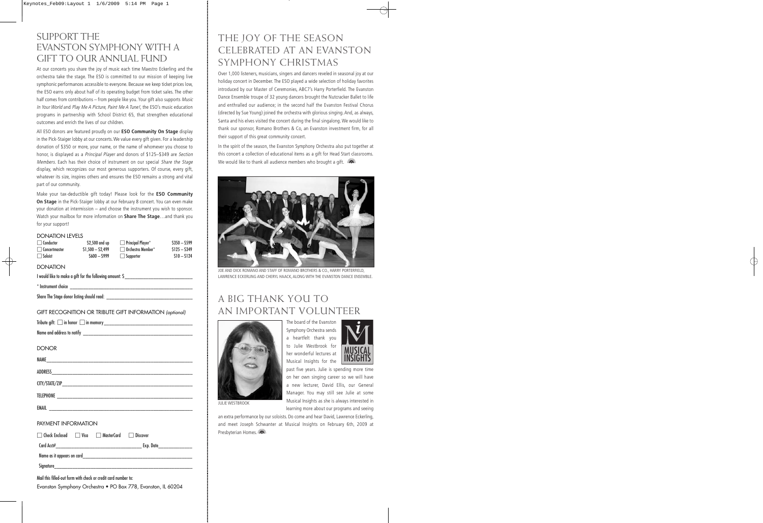# Support the Evanston Symphony with a Gift to Our Annual Fund

At our concerts you share the joy of music each time Maestro Eckerling and the orchestra take the stage. The ESO is committed to our mission of keeping live symphonic performances accessible to everyone. Because we keep ticket prices low, the ESO earns only about half of its operating budget from ticket sales. The other half comes from contributions – from people like you. Your gift also supports *Music In Your World* and *Play Me A Picture, Paint Me A Tune!*, the ESO's music education programs in partnership with School District 65, that strengthen educational outcomes and enrich the lives of our children.

All ESO donors are featured proudly on our **ESO Community On Stage** display in the Pick-Staiger lobby at our concerts. We value every gift given. For a leadership donation of $350 or more, your name, or the name of whomever you choose to honor, is displayed as a *Principal Player* and donors of $125–$349 are *Section Members*. Each has their choice of instrument on our special *Share the Stage* display, which recognizes our most generous supporters. Of course, every gift, whatever its size, inspires others and ensures the ESO remains a strong and vital part of our community.

Make your tax-deductible gift today! Please look for the **ESO Community On Stage** in the Pick-Staiger lobby at our February 8 concert. You can even make your donation at intermission – and choose the instrument you wish to sponsor. Watch your mailbox for more information on **Share The Stage**…and thank you for your support!

### DONATION LEVELS

| | | | |
|---|---|---|---|
| ☐ Conductor | $2,500 and up | ☐ Principal Player* | $350 – $599 |
| ☐ Concertmaster | $1,500 – $2,499 | ☐ Orchestra Member* | $125 – $349 |
| ☐ Soloist | $600 – $999 | ☐ Supporter | $10 – $124 |

### DONATION

I would like to make a gift for the following amount: $____________________

* Instrument choice ____________________

Share The Stage donor listing should read: ____________________

### GIFT RECOGNITION OR TRIBUTE GIFT INFORMATION *(optional)*

Tribute gift: ☐ in honor ☐ in memory ____________________

Name and address to notify ____________________

### DONOR

NAME ____________________

ADDRESS ____________________

CITY/STATE/ZIP ____________________

TELEPHONE ____________________

EMAIL ____________________

### PAYMENT INFORMATION

☐ Check Enclosed ☐ Visa ☐ MasterCard ☐ Discover

Card Acct# ____________________ Exp. Date __________

Name as it appears on card ____________________

Signature ____________________

Mail this filled-out form with check or credit card number to:

Evanston Symphony Orchestra • PO Box 778, Evanston, IL 60204

# The Joy of the Season Celebrated at an Evanston Symphony Christmas

Over 1,000 listeners, musicians, singers and dancers reveled in seasonal joy at our holiday concert in December. The ESO played a wide selection of holiday favorites introduced by our Master of Ceremonies, ABC7's Harry Porterfield. The Evanston Dance Ensemble troupe of 32 young dancers brought the Nutcracker Ballet to life and enthralled our audience; in the second half the Evanston Festival Chorus (directed by Sue Young) joined the orchestra with glorious singing. And, as always, Santa and his elves visited the concert during the final singalong. We would like to thank our sponsor, Romano Brothers & Co, an Evanston investment firm, for all their support of this great community concert.

In the spirit of the season, the Evanston Symphony Orchestra also put together at this concert a collection of educational items as a gift for Head Start classrooms. We would like to thank all audience members who brought a gift.

JOE AND DICK ROMANO AND STAFF OF ROMANO BROTHERS & CO., HARRY PORTERFIELD, LAWRENCE ECKERLING AND CHERYL HAACK, ALONG WITH THE EVANSTON DANCE ENSEMBLE.

# A Big Thank You to an Important Volunteer

JULIE WESTBROOK

The board of the Evanston Symphony Orchestra sends a heartfelt thank you to Julie Westbrook for her wonderful lectures at Musical Insights for the past five years. Julie is spending more time on her own singing career so we will have a new lecturer, David Ellis, our General Manager. You may still see Julie at some Musical Insights as she is always interested in learning more about our programs and seeing an extra performance by our soloists. Do come and hear David, Lawrence Eckerling, and meet Joseph Schwanter at Musical Insights on February 6th, 2009 at Presbyterian Homes.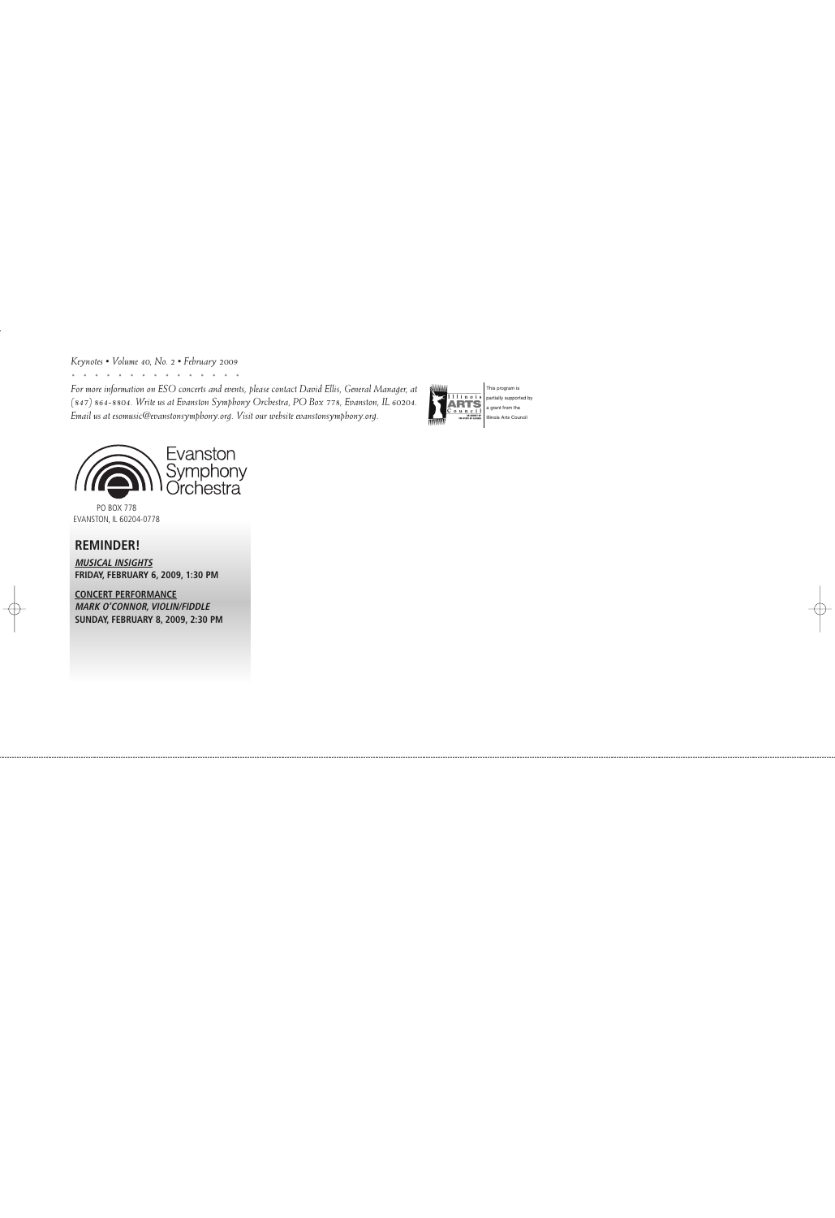*Keynotes • Volume 40, No. 2 • February 2009*

*For more information on ESO concerts and events, please contact David Ellis, General Manager, at (847) 864-8804. Write us at Evanston Symphony Orchestra, PO Box 778, Evanston, IL 60204. Email us at esomusic@evanstonsymphony.org. Visit our website evanstonsymphony.org.*

Illinois ARTS Council

This program is partially supported by a grant from the Illinois Arts Council

Evanston Symphony Orchestra

PO BOX 778
EVANSTON, IL 60204-0778

## REMINDER!

***MUSICAL INSIGHTS***
**FRIDAY, FEBRUARY 6, 2009, 1:30 PM**

**CONCERT PERFORMANCE**
***MARK O'CONNOR, VIOLIN/FIDDLE***
**SUNDAY, FEBRUARY 8, 2009, 2:30 PM**